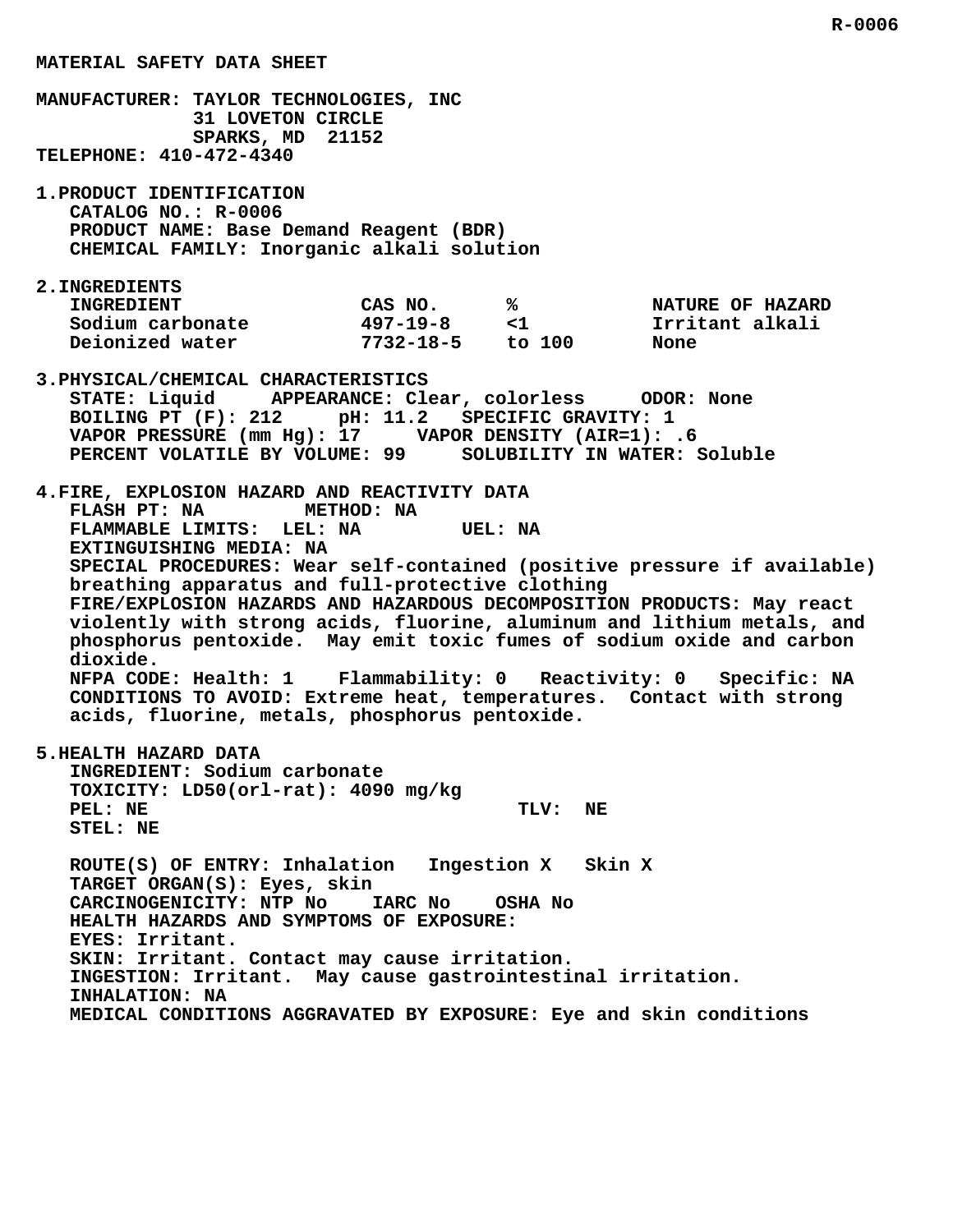# MATERIAL SAFETY DATA SHEET

**MANUFACTURER:** TAYLOR TECHNOLOGIES, INC
31 LOVETON CIRCLE
SPARKS, MD 21152

**TELEPHONE:** 410-472-4340

## 1. PRODUCT IDENTIFICATION

CATALOG NO.: R-0006
PRODUCT NAME: Base Demand Reagent (BDR)
CHEMICAL FAMILY: Inorganic alkali solution

## 2. INGREDIENTS

| INGREDIENT | CAS NO. | % | NATURE OF HAZARD |
|---|---|---|---|
| Sodium carbonate | 497-19-8 | <1 | Irritant alkali |
| Deionized water | 7732-18-5 | to 100 | None |

## 3. PHYSICAL/CHEMICAL CHARACTERISTICS

STATE: Liquid APPEARANCE: Clear, colorless ODOR: None
BOILING PT (F): 212 pH: 11.2 SPECIFIC GRAVITY: 1
VAPOR PRESSURE (mm Hg): 17 VAPOR DENSITY (AIR=1): .6
PERCENT VOLATILE BY VOLUME: 99 SOLUBILITY IN WATER: Soluble

## 4. FIRE, EXPLOSION HAZARD AND REACTIVITY DATA

FLASH PT: NA METHOD: NA
FLAMMABLE LIMITS: LEL: NA UEL: NA
EXTINGUISHING MEDIA: NA
SPECIAL PROCEDURES: Wear self-contained (positive pressure if available) breathing apparatus and full-protective clothing
FIRE/EXPLOSION HAZARDS AND HAZARDOUS DECOMPOSITION PRODUCTS: May react violently with strong acids, fluorine, aluminum and lithium metals, and phosphorus pentoxide. May emit toxic fumes of sodium oxide and carbon dioxide.
NFPA CODE: Health: 1 Flammability: 0 Reactivity: 0 Specific: NA
CONDITIONS TO AVOID: Extreme heat, temperatures. Contact with strong acids, fluorine, metals, phosphorus pentoxide.

## 5. HEALTH HAZARD DATA

INGREDIENT: Sodium carbonate
TOXICITY: LD50(orl-rat): 4090 mg/kg
PEL: NE TLV: NE
STEL: NE

ROUTE(S) OF ENTRY: Inhalation Ingestion X Skin X
TARGET ORGAN(S): Eyes, skin
CARCINOGENICITY: NTP No IARC No OSHA No
HEALTH HAZARDS AND SYMPTOMS OF EXPOSURE:
EYES: Irritant.
SKIN: Irritant. Contact may cause irritation.
INGESTION: Irritant. May cause gastrointestinal irritation.
INHALATION: NA
MEDICAL CONDITIONS AGGRAVATED BY EXPOSURE: Eye and skin conditions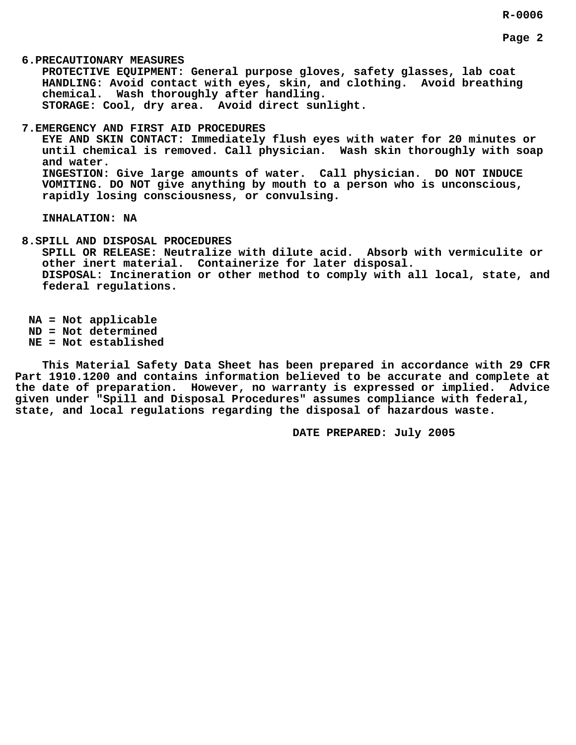## 6. PRECAUTIONARY MEASURES

**PROTECTIVE EQUIPMENT:** General purpose gloves, safety glasses, lab coat
**HANDLING:** Avoid contact with eyes, skin, and clothing. Avoid breathing chemical. Wash thoroughly after handling.
**STORAGE:** Cool, dry area. Avoid direct sunlight.

## 7. EMERGENCY AND FIRST AID PROCEDURES

**EYE AND SKIN CONTACT:** Immediately flush eyes with water for 20 minutes or until chemical is removed. Call physician. Wash skin thoroughly with soap and water.
**INGESTION:** Give large amounts of water. Call physician. DO NOT INDUCE VOMITING. DO NOT give anything by mouth to a person who is unconscious, rapidly losing consciousness, or convulsing.

**INHALATION:** NA

## 8. SPILL AND DISPOSAL PROCEDURES

**SPILL OR RELEASE:** Neutralize with dilute acid. Absorb with vermiculite or other inert material. Containerize for later disposal.
**DISPOSAL:** Incineration or other method to comply with all local, state, and federal regulations.

NA = Not applicable
ND = Not determined
NE = Not established

This Material Safety Data Sheet has been prepared in accordance with 29 CFR Part 1910.1200 and contains information believed to be accurate and complete at the date of preparation. However, no warranty is expressed or implied. Advice given under "Spill and Disposal Procedures" assumes compliance with federal, state, and local regulations regarding the disposal of hazardous waste.

DATE PREPARED: July 2005